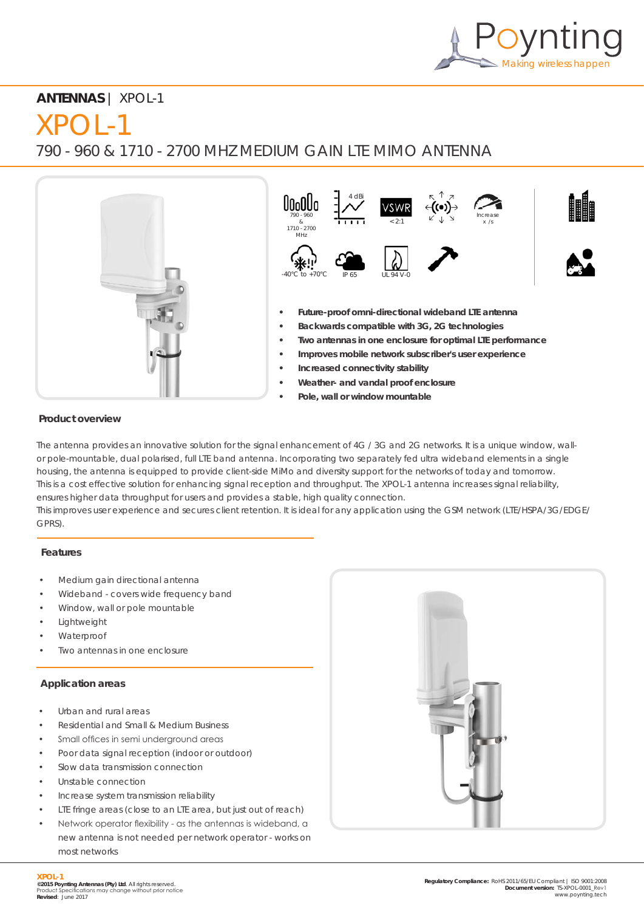**ANTENNAS** | XPOL-1

# XPOL-1

## 790 - 960 & 1710 - 2700 MHZ MEDIUM GAIN LTE MIMO ANTENNA

790 - 960 & 1710 - 2700 MHz

4 dBi

VSWR < 2:1

Increase x /s

-40°C to +70°C

IP 65

UL 94 V-0

- **Future-proof omni-directional wideband LTE antenna**
- **Backwards compatible with 3G, 2G technologies**
- **Two antennas in one enclosure for optimal LTE performance**
- **Improves mobile network subscriber's user experience**
- **Increased connectivity stability**
- **Weather- and vandal proof enclosure**
- **Pole, wall or window mountable**

### Product overview

The antenna provides an innovative solution for the signal enhancement of 4G / 3G and 2G networks. It is a unique window, wall- or pole-mountable, dual polarised, full LTE band antenna. Incorporating two separately fed ultra wideband elements in a single housing, the antenna is equipped to provide client-side MiMo and diversity support for the networks of today and tomorrow.
This is a cost effective solution for enhancing signal reception and throughput. The XPOL-1 antenna increases signal reliability, ensures higher data throughput for users and provides a stable, high quality connection.
This improves user experience and secures client retention. It is ideal for any application using the GSM network (LTE/HSPA/3G/EDGE/GPRS).

### Features

- Medium gain directional antenna
- Wideband - covers wide frequency band
- Window, wall or pole mountable
- Lightweight
- Waterproof
- Two antennas in one enclosure

### Application areas

- Urban and rural areas
- Residential and Small & Medium Business
- Small offices in semi underground areas
- Poor data signal reception (indoor or outdoor)
- Slow data transmission connection
- Unstable connection
- Increase system transmission reliability
- LTE fringe areas (close to an LTE area, but just out of reach)
- Network operator flexibility - as the antennas is wideband, a new antenna is not needed per network operator - works on most networks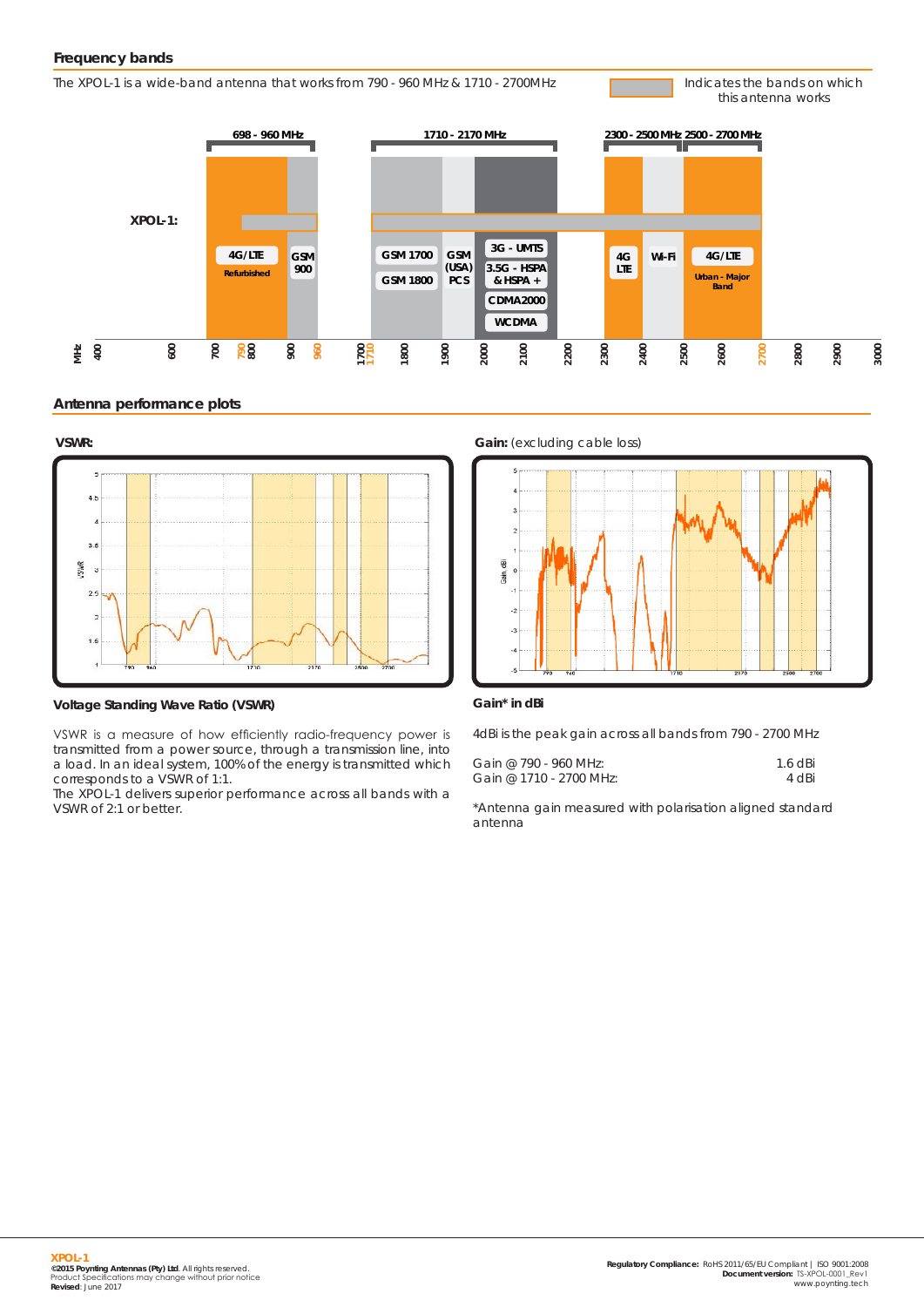## Frequency bands

The XPOL-1 is a wide-band antenna that works from 790 - 960 MHz & 1710 - 2700MHz

Indicates the bands on which this antenna works

## Antenna performance plots

**VSWR:**

**Gain:** (excluding cable loss)

### Voltage Standing Wave Ratio (VSWR)

VSWR is a measure of how efficiently radio-frequency power is transmitted from a power source, through a transmission line, into a load. In an ideal system, 100% of the energy is transmitted which corresponds to a VSWR of 1:1.
The XPOL-1 delivers superior performance across all bands with a VSWR of 2:1 or better.

### Gain* in dBi

4dBi is the peak gain across all bands from 790 - 2700 MHz

| | |
|---|---|
| Gain @ 790 - 960 MHz: | 1.6 dBi |
| Gain @ 1710 - 2700 MHz: | 4 dBi |

*Antenna gain measured with polarisation aligned standard antenna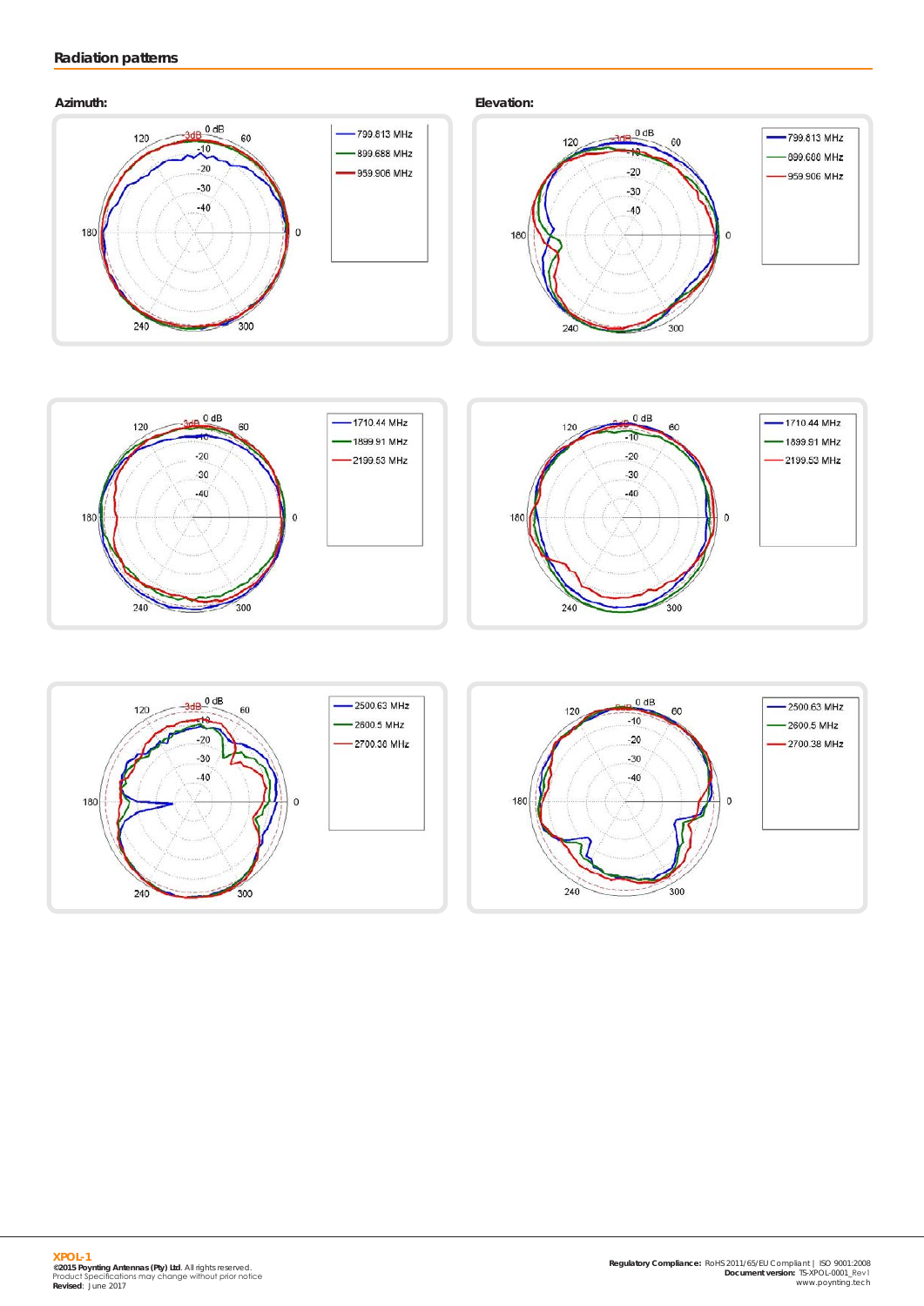## Radiation patterns

**Azimuth:**

**Elevation:**

| Azimuth | Elevation |
|---|---|
| 799.813 MHz, 899.688 MHz, 959.906 MHz | 799.813 MHz, 899.688 MHz, 959.906 MHz |
| 1710.44 MHz, 1899.91 MHz, 2199.53 MHz | 1710.44 MHz, 1899.91 MHz, 2199.53 MHz |
| 2500.63 MHz, 2600.5 MHz, 2700.38 MHz | 2500.63 MHz, 2600.5 MHz, 2700.38 MHz |

**XPOL-1**
**©2015 Poynting Antennas (Pty) Ltd.** All rights reserved.
Product Specifications may change without prior notice
**Revised**: June 2017

**Regulatory Compliance:** RoHS 2011/65/EU Compliant | ISO 9001:2008
**Document version:** TS-XPOL-0001_Rev1
www.poynting.tech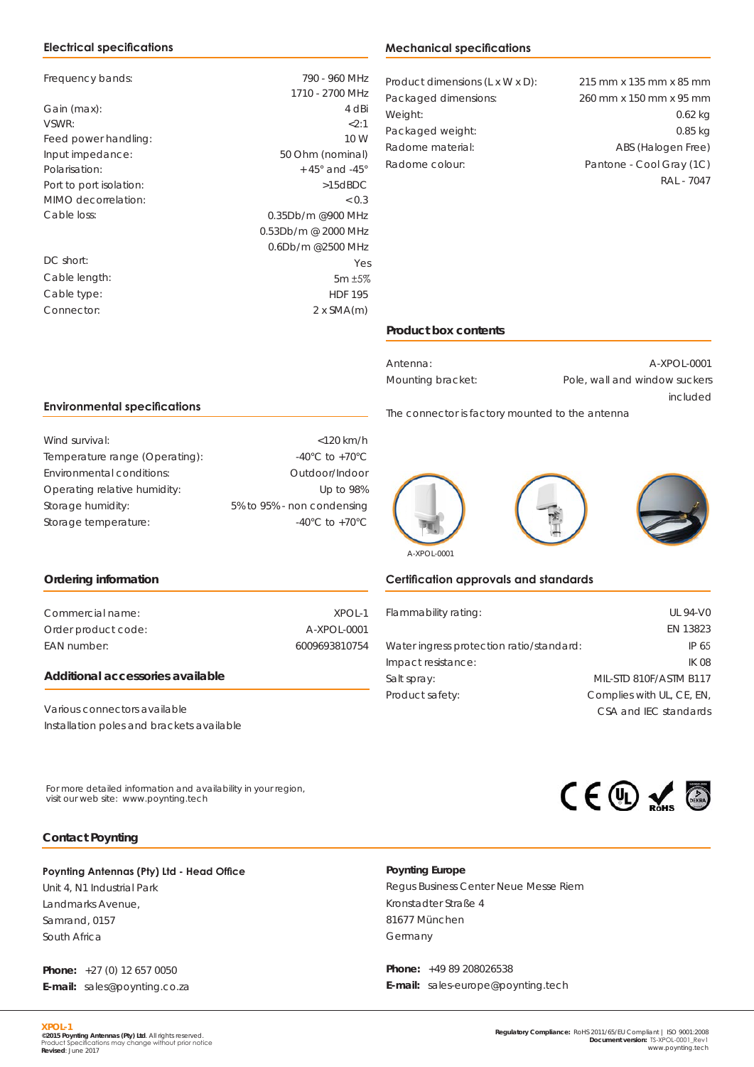## Electrical specifications

| | |
|---|---|
| Frequency bands: | 790 - 960 MHz<br>1710 - 2700 MHz |
| Gain (max): | 4 dBi |
| VSWR: | <2:1 |
| Feed power handling: | 10 W |
| Input impedance: | 50 Ohm (nominal) |
| Polarisation: | +45° and -45° |
| Port to port isolation: | >15dBDC |
| MIMO decorrelation: | < 0.3 |
| Cable loss: | 0.35Db/m @900 MHz<br>0.53Db/m @ 2000 MHz<br>0.6Db/m @2500 MHz |
| DC short: | Yes |
| Cable length: | 5m ±5% |
| Cable type: | HDF 195 |
| Connector: | 2 x SMA(m) |

## Mechanical specifications

| | |
|---|---|
| Product dimensions (L x W x D): | 215 mm x 135 mm x 85 mm |
| Packaged dimensions: | 260 mm x 150 mm x 95 mm |
| Weight: | 0.62 kg |
| Packaged weight: | 0.85 kg |
| Radome material: | ABS (Halogen Free) |
| Radome colour: | Pantone - Cool Gray (1C)<br>RAL - 7047 |

## Product box contents

| | |
|---|---|
| Antenna: | A-XPOL-0001 |
| Mounting bracket: | Pole, wall and window suckers included |

The connector is factory mounted to the antenna

A-XPOL-0001

## Environmental specifications

| | |
|---|---|
| Wind survival: | <120 km/h |
| Temperature range (Operating): | -40°C to +70°C |
| Environmental conditions: | Outdoor/Indoor |
| Operating relative humidity: | Up to 98% |
| Storage humidity: | 5% to 95% - non condensing |
| Storage temperature: | -40°C to +70°C |

## Ordering information

| | |
|---|---|
| Commercial name: | XPOL-1 |
| Order product code: | A-XPOL-0001 |
| EAN number: | 6009693810754 |

## Additional accessories available

Various connectors available
Installation poles and brackets available

## Certification approvals and standards

| | |
|---|---|
| Flammability rating: | UL 94-V0<br>EN 13823 |
| Water ingress protection ratio/standard: | IP 65 |
| Impact resistance: | IK 08 |
| Salt spray: | MIL-STD 810F/ASTM B117 |
| Product safety: | Complies with UL, CE, EN, CSA and IEC standards |

For more detailed information and availability in your region, visit our web site: www.poynting.tech

## Contact Poynting

**Poynting Antennas (Pty) Ltd - Head Office**
Unit 4, N1 Industrial Park
Landmarks Avenue,
Samrand, 0157
South Africa

**Phone:** +27 (0) 12 657 0050
**E-mail:** sales@poynting.co.za

**Poynting Europe**
Regus Business Center Neue Messe Riem
Kronstadter Straße 4
81677 München
Germany

**Phone:** +49 89 208026538
**E-mail:** sales-europe@poynting.tech

**XPOL-1**
**©2015 Poynting Antennas (Pty) Ltd**. All rights reserved.
Product Specifications may change without prior notice
**Revised**: June 2017

**Regulatory Compliance:** RoHS 2011/65/EU Compliant | ISO 9001:2008
**Document version:** TS-XPOL-0001_Rev1
www.poynting.tech